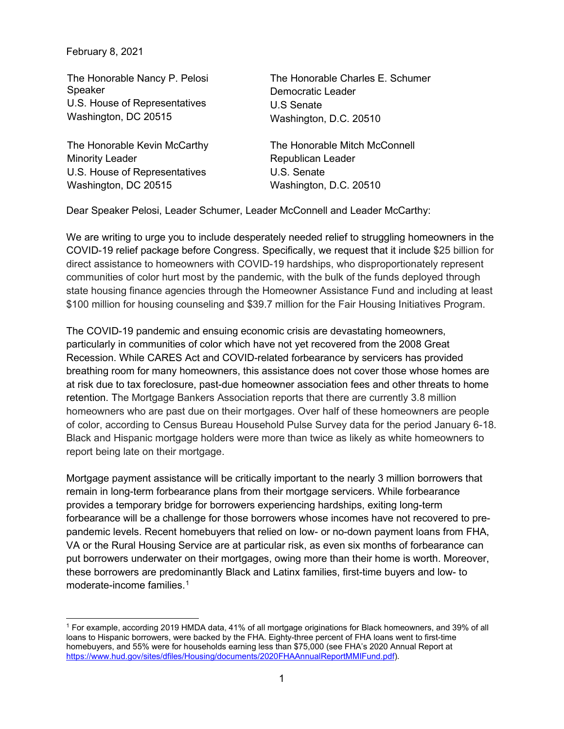February 8, 2021

The Honorable Nancy P. Pelosi
Speaker
U.S. House of Representatives
Washington, DC 20515

The Honorable Charles E. Schumer
Democratic Leader
U.S Senate
Washington, D.C. 20510

The Honorable Kevin McCarthy
Minority Leader
U.S. House of Representatives
Washington, DC 20515

The Honorable Mitch McConnell
Republican Leader
U.S. Senate
Washington, D.C. 20510

Dear Speaker Pelosi, Leader Schumer, Leader McConnell and Leader McCarthy:

We are writing to urge you to include desperately needed relief to struggling homeowners in the COVID-19 relief package before Congress. Specifically, we request that it include $25 billion for direct assistance to homeowners with COVID-19 hardships, who disproportionately represent communities of color hurt most by the pandemic, with the bulk of the funds deployed through state housing finance agencies through the Homeowner Assistance Fund and including at least $100 million for housing counseling and $39.7 million for the Fair Housing Initiatives Program.

The COVID-19 pandemic and ensuing economic crisis are devastating homeowners, particularly in communities of color which have not yet recovered from the 2008 Great Recession. While CARES Act and COVID-related forbearance by servicers has provided breathing room for many homeowners, this assistance does not cover those whose homes are at risk due to tax foreclosure, past-due homeowner association fees and other threats to home retention. The Mortgage Bankers Association reports that there are currently 3.8 million homeowners who are past due on their mortgages. Over half of these homeowners are people of color, according to Census Bureau Household Pulse Survey data for the period January 6-18. Black and Hispanic mortgage holders were more than twice as likely as white homeowners to report being late on their mortgage.

Mortgage payment assistance will be critically important to the nearly 3 million borrowers that remain in long-term forbearance plans from their mortgage servicers. While forbearance provides a temporary bridge for borrowers experiencing hardships, exiting long-term forbearance will be a challenge for those borrowers whose incomes have not recovered to pre-pandemic levels. Recent homebuyers that relied on low- or no-down payment loans from FHA, VA or the Rural Housing Service are at particular risk, as even six months of forbearance can put borrowers underwater on their mortgages, owing more than their home is worth. Moreover, these borrowers are predominantly Black and Latinx families, first-time buyers and low- to moderate-income families.[1]

[1] For example, according 2019 HMDA data, 41% of all mortgage originations for Black homeowners, and 39% of all loans to Hispanic borrowers, were backed by the FHA. Eighty-three percent of FHA loans went to first-time homebuyers, and 55% were for households earning less than $75,000 (see FHA's 2020 Annual Report at https://www.hud.gov/sites/dfiles/Housing/documents/2020FHAAnnualReportMMIFund.pdf).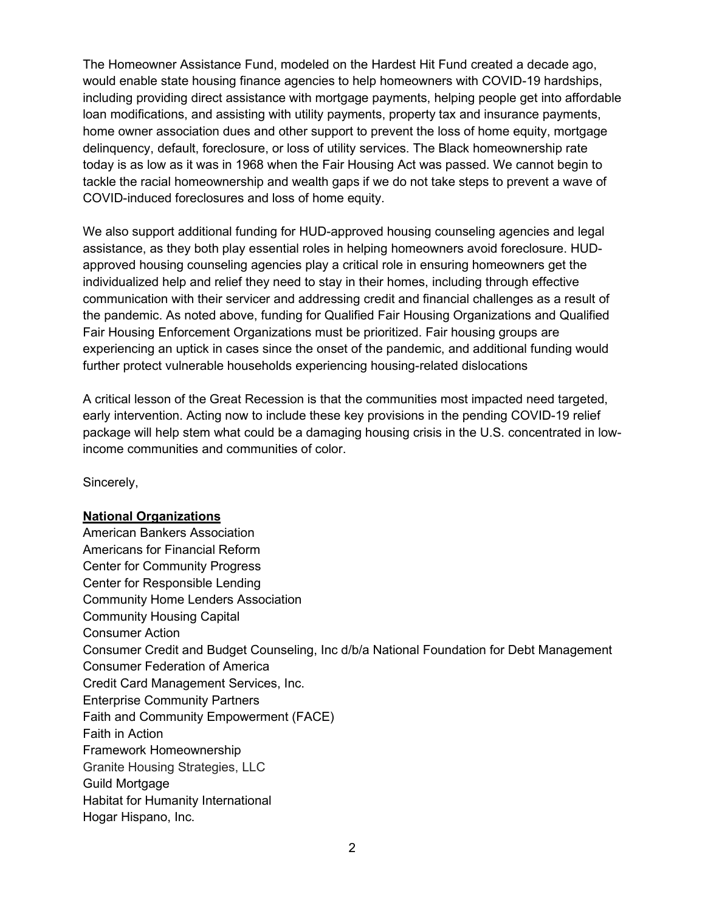The Homeowner Assistance Fund, modeled on the Hardest Hit Fund created a decade ago, would enable state housing finance agencies to help homeowners with COVID-19 hardships, including providing direct assistance with mortgage payments, helping people get into affordable loan modifications, and assisting with utility payments, property tax and insurance payments, home owner association dues and other support to prevent the loss of home equity, mortgage delinquency, default, foreclosure, or loss of utility services. The Black homeownership rate today is as low as it was in 1968 when the Fair Housing Act was passed. We cannot begin to tackle the racial homeownership and wealth gaps if we do not take steps to prevent a wave of COVID-induced foreclosures and loss of home equity.

We also support additional funding for HUD-approved housing counseling agencies and legal assistance, as they both play essential roles in helping homeowners avoid foreclosure. HUD-approved housing counseling agencies play a critical role in ensuring homeowners get the individualized help and relief they need to stay in their homes, including through effective communication with their servicer and addressing credit and financial challenges as a result of the pandemic. As noted above, funding for Qualified Fair Housing Organizations and Qualified Fair Housing Enforcement Organizations must be prioritized. Fair housing groups are experiencing an uptick in cases since the onset of the pandemic, and additional funding would further protect vulnerable households experiencing housing-related dislocations

A critical lesson of the Great Recession is that the communities most impacted need targeted, early intervention. Acting now to include these key provisions in the pending COVID-19 relief package will help stem what could be a damaging housing crisis in the U.S. concentrated in low-income communities and communities of color.

Sincerely,

**National Organizations**

American Bankers Association
Americans for Financial Reform
Center for Community Progress
Center for Responsible Lending
Community Home Lenders Association
Community Housing Capital
Consumer Action
Consumer Credit and Budget Counseling, Inc d/b/a National Foundation for Debt Management
Consumer Federation of America
Credit Card Management Services, Inc.
Enterprise Community Partners
Faith and Community Empowerment (FACE)
Faith in Action
Framework Homeownership
Granite Housing Strategies, LLC
Guild Mortgage
Habitat for Humanity International
Hogar Hispano, Inc.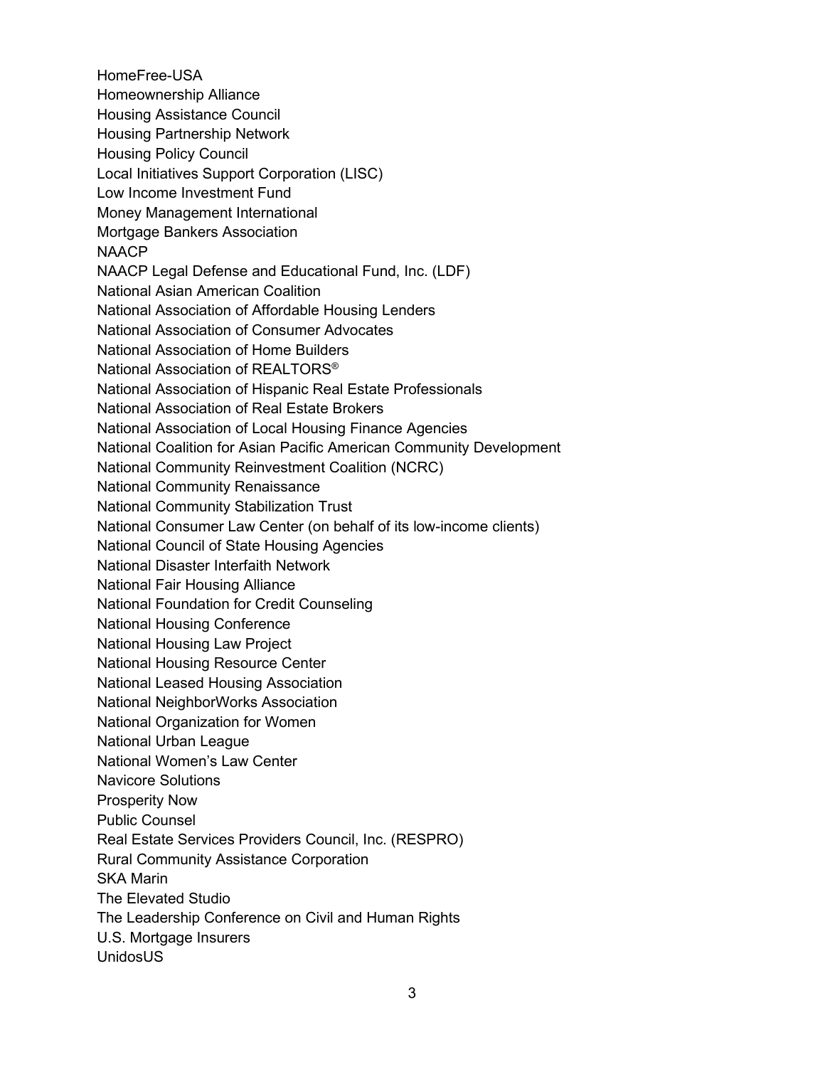HomeFree-USA
Homeownership Alliance
Housing Assistance Council
Housing Partnership Network
Housing Policy Council
Local Initiatives Support Corporation (LISC)
Low Income Investment Fund
Money Management International
Mortgage Bankers Association
NAACP
NAACP Legal Defense and Educational Fund, Inc. (LDF)
National Asian American Coalition
National Association of Affordable Housing Lenders
National Association of Consumer Advocates
National Association of Home Builders
National Association of REALTORS®
National Association of Hispanic Real Estate Professionals
National Association of Real Estate Brokers
National Association of Local Housing Finance Agencies
National Coalition for Asian Pacific American Community Development
National Community Reinvestment Coalition (NCRC)
National Community Renaissance
National Community Stabilization Trust
National Consumer Law Center (on behalf of its low-income clients)
National Council of State Housing Agencies
National Disaster Interfaith Network
National Fair Housing Alliance
National Foundation for Credit Counseling
National Housing Conference
National Housing Law Project
National Housing Resource Center
National Leased Housing Association
National NeighborWorks Association
National Organization for Women
National Urban League
National Women's Law Center
Navicore Solutions
Prosperity Now
Public Counsel
Real Estate Services Providers Council, Inc. (RESPRO)
Rural Community Assistance Corporation
SKA Marin
The Elevated Studio
The Leadership Conference on Civil and Human Rights
U.S. Mortgage Insurers
UnidosUS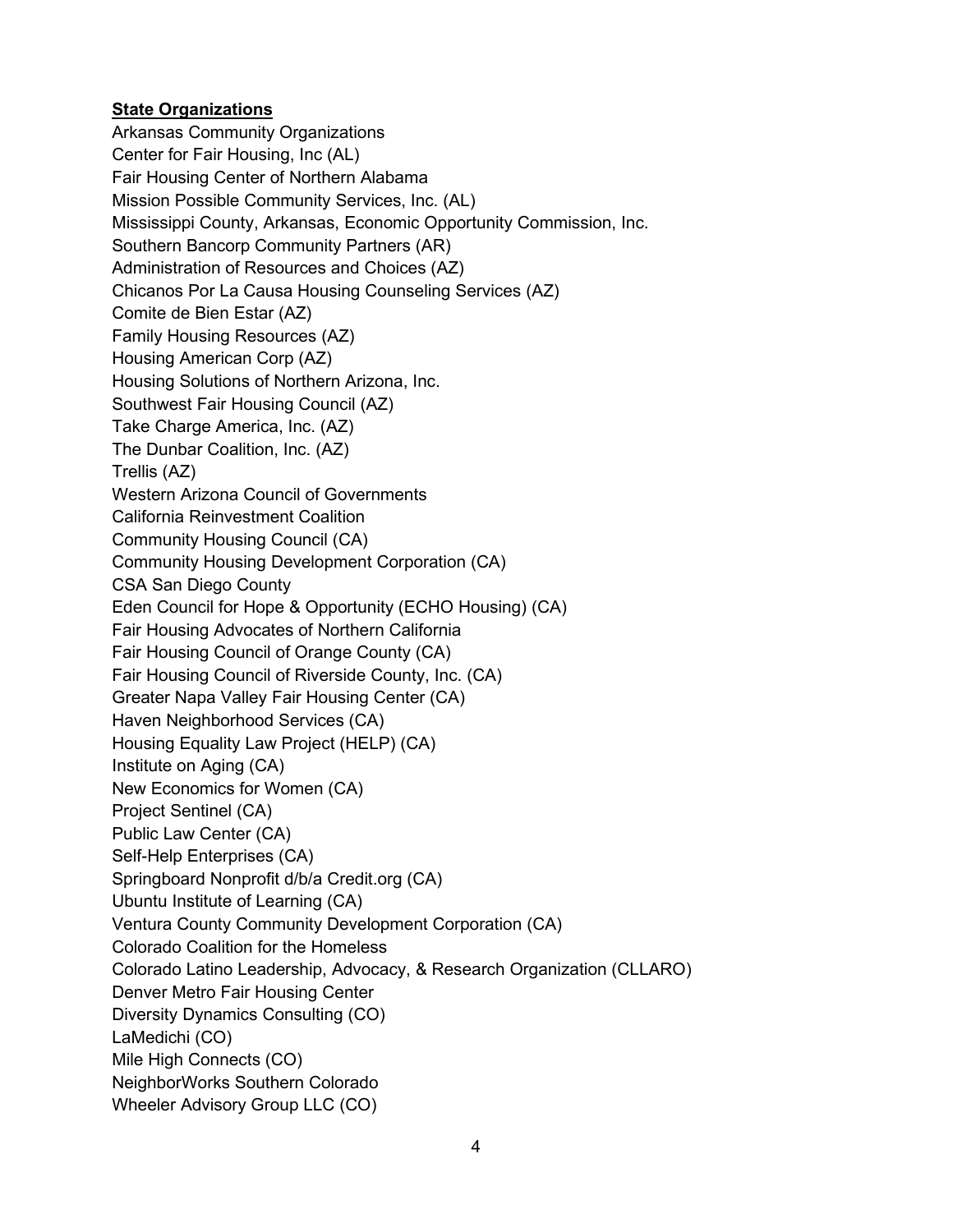**State Organizations**

Arkansas Community Organizations
Center for Fair Housing, Inc (AL)
Fair Housing Center of Northern Alabama
Mission Possible Community Services, Inc. (AL)
Mississippi County, Arkansas, Economic Opportunity Commission, Inc.
Southern Bancorp Community Partners (AR)
Administration of Resources and Choices (AZ)
Chicanos Por La Causa Housing Counseling Services (AZ)
Comite de Bien Estar (AZ)
Family Housing Resources (AZ)
Housing American Corp (AZ)
Housing Solutions of Northern Arizona, Inc.
Southwest Fair Housing Council (AZ)
Take Charge America, Inc. (AZ)
The Dunbar Coalition, Inc. (AZ)
Trellis (AZ)
Western Arizona Council of Governments
California Reinvestment Coalition
Community Housing Council (CA)
Community Housing Development Corporation (CA)
CSA San Diego County
Eden Council for Hope & Opportunity (ECHO Housing) (CA)
Fair Housing Advocates of Northern California
Fair Housing Council of Orange County (CA)
Fair Housing Council of Riverside County, Inc. (CA)
Greater Napa Valley Fair Housing Center (CA)
Haven Neighborhood Services (CA)
Housing Equality Law Project (HELP) (CA)
Institute on Aging (CA)
New Economics for Women (CA)
Project Sentinel (CA)
Public Law Center (CA)
Self-Help Enterprises (CA)
Springboard Nonprofit d/b/a Credit.org (CA)
Ubuntu Institute of Learning (CA)
Ventura County Community Development Corporation (CA)
Colorado Coalition for the Homeless
Colorado Latino Leadership, Advocacy, & Research Organization (CLLARO)
Denver Metro Fair Housing Center
Diversity Dynamics Consulting (CO)
LaMedichi (CO)
Mile High Connects (CO)
NeighborWorks Southern Colorado
Wheeler Advisory Group LLC (CO)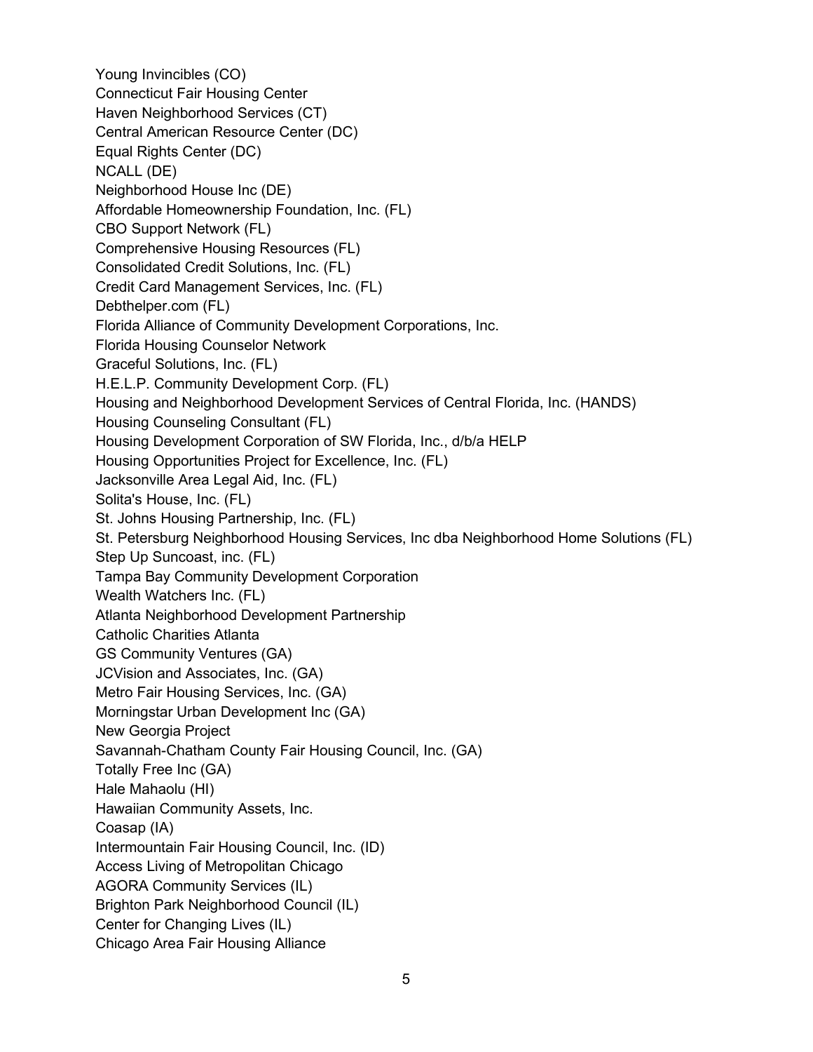Young Invincibles (CO)
Connecticut Fair Housing Center
Haven Neighborhood Services (CT)
Central American Resource Center (DC)
Equal Rights Center (DC)
NCALL (DE)
Neighborhood House Inc (DE)
Affordable Homeownership Foundation, Inc. (FL)
CBO Support Network (FL)
Comprehensive Housing Resources (FL)
Consolidated Credit Solutions, Inc. (FL)
Credit Card Management Services, Inc. (FL)
Debthelper.com (FL)
Florida Alliance of Community Development Corporations, Inc.
Florida Housing Counselor Network
Graceful Solutions, Inc. (FL)
H.E.L.P. Community Development Corp. (FL)
Housing and Neighborhood Development Services of Central Florida, Inc. (HANDS)
Housing Counseling Consultant (FL)
Housing Development Corporation of SW Florida, Inc., d/b/a HELP
Housing Opportunities Project for Excellence, Inc. (FL)
Jacksonville Area Legal Aid, Inc. (FL)
Solita's House, Inc. (FL)
St. Johns Housing Partnership, Inc. (FL)
St. Petersburg Neighborhood Housing Services, Inc dba Neighborhood Home Solutions (FL)
Step Up Suncoast, inc. (FL)
Tampa Bay Community Development Corporation
Wealth Watchers Inc. (FL)
Atlanta Neighborhood Development Partnership
Catholic Charities Atlanta
GS Community Ventures (GA)
JCVision and Associates, Inc. (GA)
Metro Fair Housing Services, Inc. (GA)
Morningstar Urban Development Inc (GA)
New Georgia Project
Savannah-Chatham County Fair Housing Council, Inc. (GA)
Totally Free Inc (GA)
Hale Mahaolu (HI)
Hawaiian Community Assets, Inc.
Coasap (IA)
Intermountain Fair Housing Council, Inc. (ID)
Access Living of Metropolitan Chicago
AGORA Community Services (IL)
Brighton Park Neighborhood Council (IL)
Center for Changing Lives (IL)
Chicago Area Fair Housing Alliance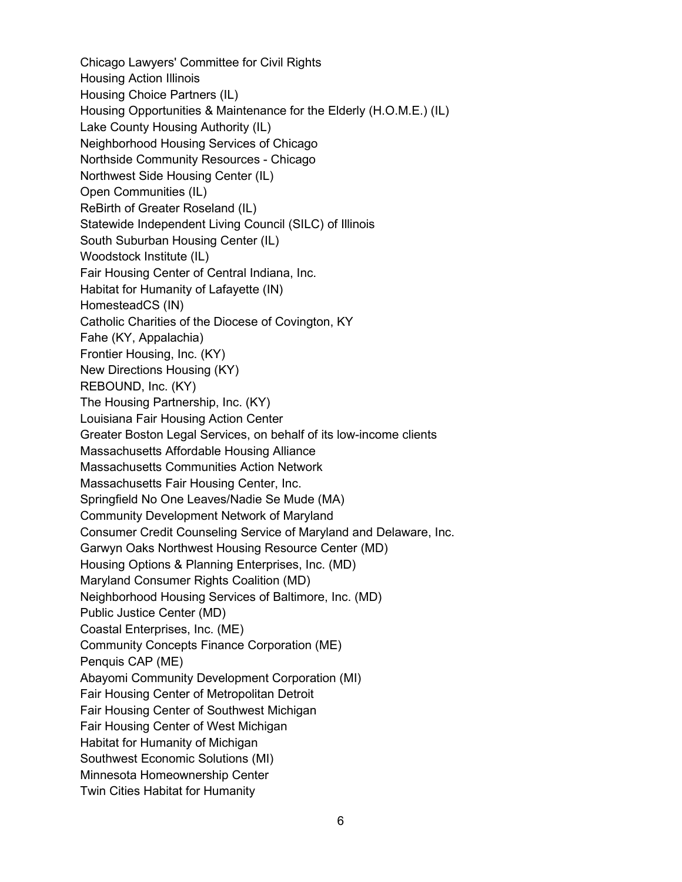Chicago Lawyers' Committee for Civil Rights
Housing Action Illinois
Housing Choice Partners (IL)
Housing Opportunities & Maintenance for the Elderly (H.O.M.E.) (IL)
Lake County Housing Authority (IL)
Neighborhood Housing Services of Chicago
Northside Community Resources - Chicago
Northwest Side Housing Center (IL)
Open Communities (IL)
ReBirth of Greater Roseland (IL)
Statewide Independent Living Council (SILC) of Illinois
South Suburban Housing Center (IL)
Woodstock Institute (IL)
Fair Housing Center of Central Indiana, Inc.
Habitat for Humanity of Lafayette (IN)
HomesteadCS (IN)
Catholic Charities of the Diocese of Covington, KY
Fahe (KY, Appalachia)
Frontier Housing, Inc. (KY)
New Directions Housing (KY)
REBOUND, Inc. (KY)
The Housing Partnership, Inc. (KY)
Louisiana Fair Housing Action Center
Greater Boston Legal Services, on behalf of its low-income clients
Massachusetts Affordable Housing Alliance
Massachusetts Communities Action Network
Massachusetts Fair Housing Center, Inc.
Springfield No One Leaves/Nadie Se Mude (MA)
Community Development Network of Maryland
Consumer Credit Counseling Service of Maryland and Delaware, Inc.
Garwyn Oaks Northwest Housing Resource Center (MD)
Housing Options & Planning Enterprises, Inc. (MD)
Maryland Consumer Rights Coalition (MD)
Neighborhood Housing Services of Baltimore, Inc. (MD)
Public Justice Center (MD)
Coastal Enterprises, Inc. (ME)
Community Concepts Finance Corporation (ME)
Penquis CAP (ME)
Abayomi Community Development Corporation (MI)
Fair Housing Center of Metropolitan Detroit
Fair Housing Center of Southwest Michigan
Fair Housing Center of West Michigan
Habitat for Humanity of Michigan
Southwest Economic Solutions (MI)
Minnesota Homeownership Center
Twin Cities Habitat for Humanity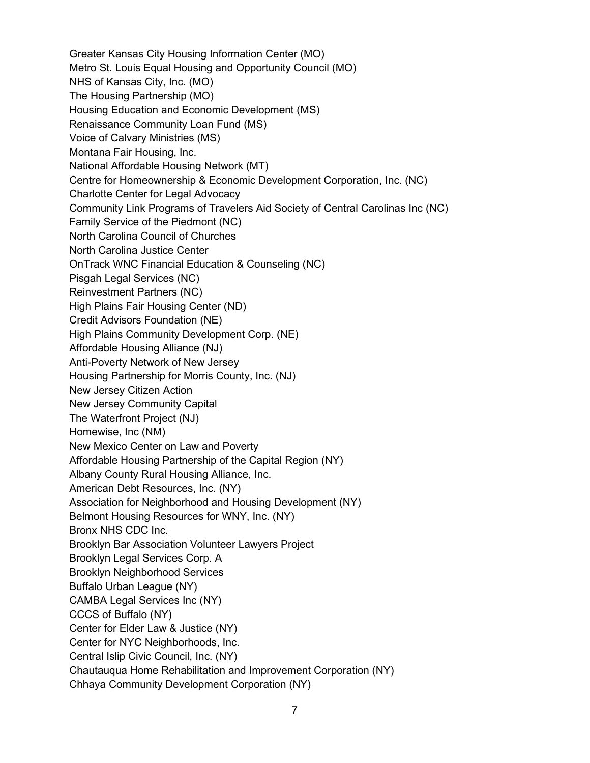Greater Kansas City Housing Information Center (MO)
Metro St. Louis Equal Housing and Opportunity Council (MO)
NHS of Kansas City, Inc. (MO)
The Housing Partnership (MO)
Housing Education and Economic Development (MS)
Renaissance Community Loan Fund (MS)
Voice of Calvary Ministries (MS)
Montana Fair Housing, Inc.
National Affordable Housing Network (MT)
Centre for Homeownership & Economic Development Corporation, Inc. (NC)
Charlotte Center for Legal Advocacy
Community Link Programs of Travelers Aid Society of Central Carolinas Inc (NC)
Family Service of the Piedmont (NC)
North Carolina Council of Churches
North Carolina Justice Center
OnTrack WNC Financial Education & Counseling (NC)
Pisgah Legal Services (NC)
Reinvestment Partners (NC)
High Plains Fair Housing Center (ND)
Credit Advisors Foundation (NE)
High Plains Community Development Corp. (NE)
Affordable Housing Alliance (NJ)
Anti-Poverty Network of New Jersey
Housing Partnership for Morris County, Inc. (NJ)
New Jersey Citizen Action
New Jersey Community Capital
The Waterfront Project (NJ)
Homewise, Inc (NM)
New Mexico Center on Law and Poverty
Affordable Housing Partnership of the Capital Region (NY)
Albany County Rural Housing Alliance, Inc.
American Debt Resources, Inc. (NY)
Association for Neighborhood and Housing Development (NY)
Belmont Housing Resources for WNY, Inc. (NY)
Bronx NHS CDC Inc.
Brooklyn Bar Association Volunteer Lawyers Project
Brooklyn Legal Services Corp. A
Brooklyn Neighborhood Services
Buffalo Urban League (NY)
CAMBA Legal Services Inc (NY)
CCCS of Buffalo (NY)
Center for Elder Law & Justice (NY)
Center for NYC Neighborhoods, Inc.
Central Islip Civic Council, Inc. (NY)
Chautauqua Home Rehabilitation and Improvement Corporation (NY)
Chhaya Community Development Corporation (NY)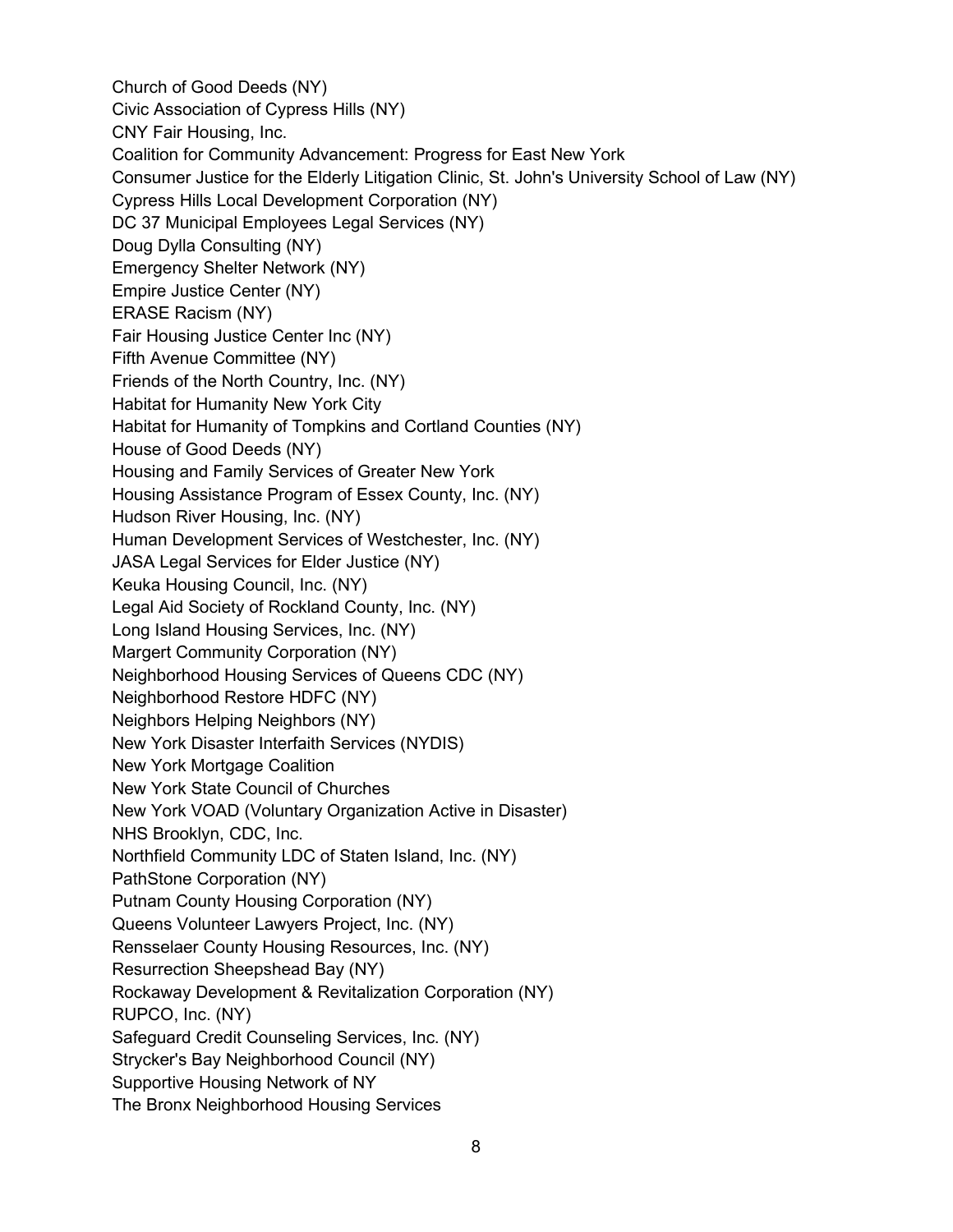Church of Good Deeds (NY)
Civic Association of Cypress Hills (NY)
CNY Fair Housing, Inc.
Coalition for Community Advancement: Progress for East New York
Consumer Justice for the Elderly Litigation Clinic, St. John's University School of Law (NY)
Cypress Hills Local Development Corporation (NY)
DC 37 Municipal Employees Legal Services (NY)
Doug Dylla Consulting (NY)
Emergency Shelter Network (NY)
Empire Justice Center (NY)
ERASE Racism (NY)
Fair Housing Justice Center Inc (NY)
Fifth Avenue Committee (NY)
Friends of the North Country, Inc. (NY)
Habitat for Humanity New York City
Habitat for Humanity of Tompkins and Cortland Counties (NY)
House of Good Deeds (NY)
Housing and Family Services of Greater New York
Housing Assistance Program of Essex County, Inc. (NY)
Hudson River Housing, Inc. (NY)
Human Development Services of Westchester, Inc. (NY)
JASA Legal Services for Elder Justice (NY)
Keuka Housing Council, Inc. (NY)
Legal Aid Society of Rockland County, Inc. (NY)
Long Island Housing Services, Inc. (NY)
Margert Community Corporation (NY)
Neighborhood Housing Services of Queens CDC (NY)
Neighborhood Restore HDFC (NY)
Neighbors Helping Neighbors (NY)
New York Disaster Interfaith Services (NYDIS)
New York Mortgage Coalition
New York State Council of Churches
New York VOAD (Voluntary Organization Active in Disaster)
NHS Brooklyn, CDC, Inc.
Northfield Community LDC of Staten Island, Inc. (NY)
PathStone Corporation (NY)
Putnam County Housing Corporation (NY)
Queens Volunteer Lawyers Project, Inc. (NY)
Rensselaer County Housing Resources, Inc. (NY)
Resurrection Sheepshead Bay (NY)
Rockaway Development & Revitalization Corporation (NY)
RUPCO, Inc. (NY)
Safeguard Credit Counseling Services, Inc. (NY)
Strycker's Bay Neighborhood Council (NY)
Supportive Housing Network of NY
The Bronx Neighborhood Housing Services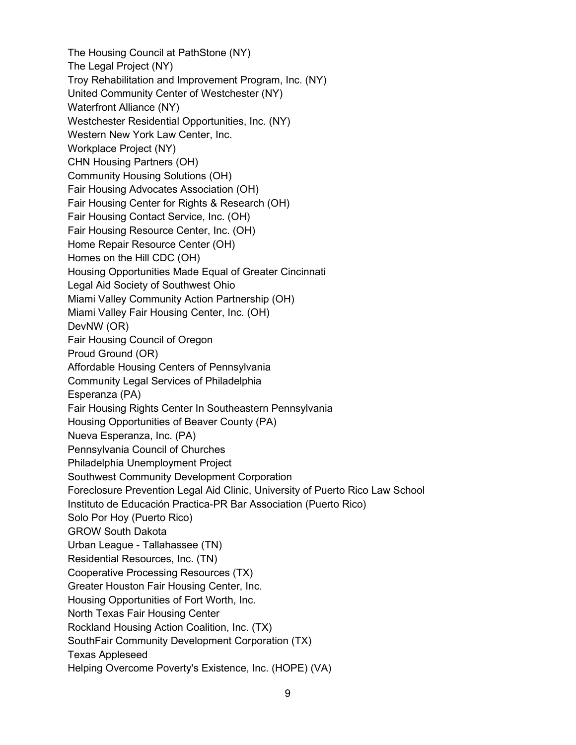The Housing Council at PathStone (NY)
The Legal Project (NY)
Troy Rehabilitation and Improvement Program, Inc. (NY)
United Community Center of Westchester (NY)
Waterfront Alliance (NY)
Westchester Residential Opportunities, Inc. (NY)
Western New York Law Center, Inc.
Workplace Project (NY)
CHN Housing Partners (OH)
Community Housing Solutions (OH)
Fair Housing Advocates Association (OH)
Fair Housing Center for Rights & Research (OH)
Fair Housing Contact Service, Inc. (OH)
Fair Housing Resource Center, Inc. (OH)
Home Repair Resource Center (OH)
Homes on the Hill CDC (OH)
Housing Opportunities Made Equal of Greater Cincinnati
Legal Aid Society of Southwest Ohio
Miami Valley Community Action Partnership (OH)
Miami Valley Fair Housing Center, Inc. (OH)
DevNW (OR)
Fair Housing Council of Oregon
Proud Ground (OR)
Affordable Housing Centers of Pennsylvania
Community Legal Services of Philadelphia
Esperanza (PA)
Fair Housing Rights Center In Southeastern Pennsylvania
Housing Opportunities of Beaver County (PA)
Nueva Esperanza, Inc. (PA)
Pennsylvania Council of Churches
Philadelphia Unemployment Project
Southwest Community Development Corporation
Foreclosure Prevention Legal Aid Clinic, University of Puerto Rico Law School
Instituto de Educación Practica-PR Bar Association (Puerto Rico)
Solo Por Hoy (Puerto Rico)
GROW South Dakota
Urban League - Tallahassee (TN)
Residential Resources, Inc. (TN)
Cooperative Processing Resources (TX)
Greater Houston Fair Housing Center, Inc.
Housing Opportunities of Fort Worth, Inc.
North Texas Fair Housing Center
Rockland Housing Action Coalition, Inc. (TX)
SouthFair Community Development Corporation (TX)
Texas Appleseed
Helping Overcome Poverty's Existence, Inc. (HOPE) (VA)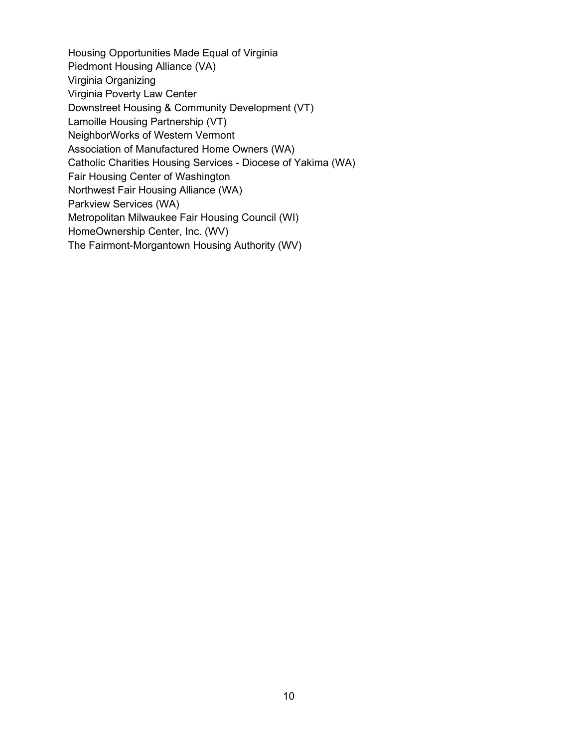Housing Opportunities Made Equal of Virginia
Piedmont Housing Alliance (VA)
Virginia Organizing
Virginia Poverty Law Center
Downstreet Housing & Community Development (VT)
Lamoille Housing Partnership (VT)
NeighborWorks of Western Vermont
Association of Manufactured Home Owners (WA)
Catholic Charities Housing Services - Diocese of Yakima (WA)
Fair Housing Center of Washington
Northwest Fair Housing Alliance (WA)
Parkview Services (WA)
Metropolitan Milwaukee Fair Housing Council (WI)
HomeOwnership Center, Inc. (WV)
The Fairmont-Morgantown Housing Authority (WV)